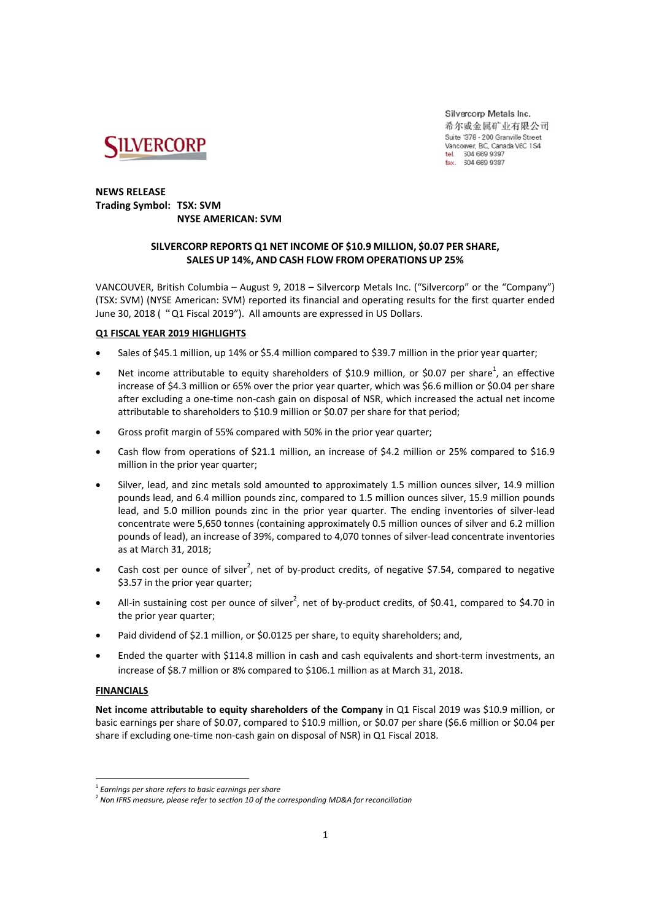SILVERCORP

Silvercorp Metals Inc.
希尔威金属矿业有限公司
Suite 1378 - 200 Granville Street
Vancouver, BC, Canada V6C 1S4
tel. 604 669 9397
fax. 604 669 9387

**NEWS RELEASE**
**Trading Symbol: TSX: SVM**
**NYSE AMERICAN: SVM**

## SILVERCORP REPORTS Q1 NET INCOME OF $10.9 MILLION, $0.07 PER SHARE, SALES UP 14%, AND CASH FLOW FROM OPERATIONS UP 25%

VANCOUVER, British Columbia – August 9, 2018 **–** Silvercorp Metals Inc. ("Silvercorp" or the "Company") (TSX: SVM) (NYSE American: SVM) reported its financial and operating results for the first quarter ended June 30, 2018 ("Q1 Fiscal 2019"). All amounts are expressed in US Dollars.

**Q1 FISCAL YEAR 2019 HIGHLIGHTS**

- Sales of $45.1 million, up 14% or $5.4 million compared to $39.7 million in the prior year quarter;
- Net income attributable to equity shareholders of $10.9 million, or $0.07 per share[1], an effective increase of $4.3 million or 65% over the prior year quarter, which was $6.6 million or $0.04 per share after excluding a one-time non-cash gain on disposal of NSR, which increased the actual net income attributable to shareholders to $10.9 million or $0.07 per share for that period;
- Gross profit margin of 55% compared with 50% in the prior year quarter;
- Cash flow from operations of $21.1 million, an increase of $4.2 million or 25% compared to $16.9 million in the prior year quarter;
- Silver, lead, and zinc metals sold amounted to approximately 1.5 million ounces silver, 14.9 million pounds lead, and 6.4 million pounds zinc, compared to 1.5 million ounces silver, 15.9 million pounds lead, and 5.0 million pounds zinc in the prior year quarter. The ending inventories of silver-lead concentrate were 5,650 tonnes (containing approximately 0.5 million ounces of silver and 6.2 million pounds of lead), an increase of 39%, compared to 4,070 tonnes of silver-lead concentrate inventories as at March 31, 2018;
- Cash cost per ounce of silver[2], net of by-product credits, of negative $7.54, compared to negative $3.57 in the prior year quarter;
- All-in sustaining cost per ounce of silver[2], net of by-product credits, of $0.41, compared to $4.70 in the prior year quarter;
- Paid dividend of $2.1 million, or $0.0125 per share, to equity shareholders; and,
- Ended the quarter with $114.8 million in cash and cash equivalents and short-term investments, an increase of $8.7 million or 8% compared to $106.1 million as at March 31, 2018.

**FINANCIALS**

**Net income attributable to equity shareholders of the Company** in Q1 Fiscal 2019 was $10.9 million, or basic earnings per share of $0.07, compared to $10.9 million, or $0.07 per share ($6.6 million or $0.04 per share if excluding one-time non-cash gain on disposal of NSR) in Q1 Fiscal 2018.

---

[1] *Earnings per share refers to basic earnings per share*
[2] *Non IFRS measure, please refer to section 10 of the corresponding MD&A for reconciliation*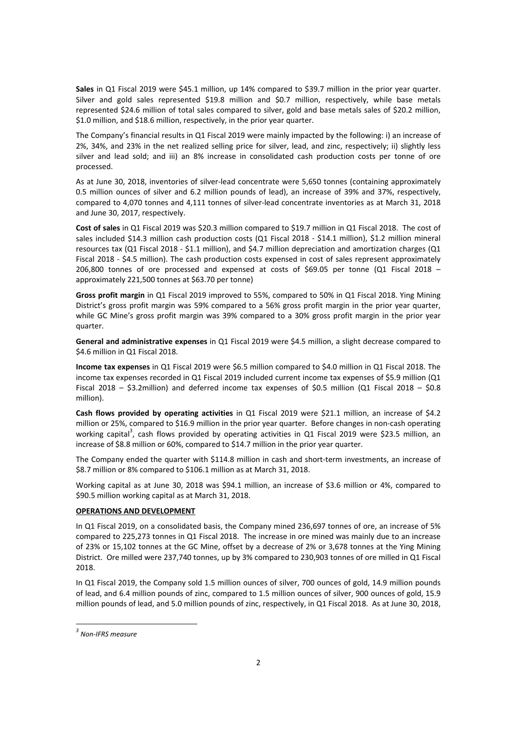**Sales** in Q1 Fiscal 2019 were $45.1 million, up 14% compared to $39.7 million in the prior year quarter. Silver and gold sales represented $19.8 million and $0.7 million, respectively, while base metals represented $24.6 million of total sales compared to silver, gold and base metals sales of $20.2 million, $1.0 million, and $18.6 million, respectively, in the prior year quarter.

The Company's financial results in Q1 Fiscal 2019 were mainly impacted by the following: i) an increase of 2%, 34%, and 23% in the net realized selling price for silver, lead, and zinc, respectively; ii) slightly less silver and lead sold; and iii) an 8% increase in consolidated cash production costs per tonne of ore processed.

As at June 30, 2018, inventories of silver-lead concentrate were 5,650 tonnes (containing approximately 0.5 million ounces of silver and 6.2 million pounds of lead), an increase of 39% and 37%, respectively, compared to 4,070 tonnes and 4,111 tonnes of silver-lead concentrate inventories as at March 31, 2018 and June 30, 2017, respectively.

**Cost of sales** in Q1 Fiscal 2019 was $20.3 million compared to $19.7 million in Q1 Fiscal 2018. The cost of sales included $14.3 million cash production costs (Q1 Fiscal 2018 - $14.1 million), $1.2 million mineral resources tax (Q1 Fiscal 2018 - $1.1 million), and $4.7 million depreciation and amortization charges (Q1 Fiscal 2018 - $4.5 million). The cash production costs expensed in cost of sales represent approximately 206,800 tonnes of ore processed and expensed at costs of $69.05 per tonne (Q1 Fiscal 2018 – approximately 221,500 tonnes at $63.70 per tonne)

**Gross profit margin** in Q1 Fiscal 2019 improved to 55%, compared to 50% in Q1 Fiscal 2018. Ying Mining District's gross profit margin was 59% compared to a 56% gross profit margin in the prior year quarter, while GC Mine's gross profit margin was 39% compared to a 30% gross profit margin in the prior year quarter.

**General and administrative expenses** in Q1 Fiscal 2019 were $4.5 million, a slight decrease compared to $4.6 million in Q1 Fiscal 2018.

**Income tax expenses** in Q1 Fiscal 2019 were $6.5 million compared to $4.0 million in Q1 Fiscal 2018. The income tax expenses recorded in Q1 Fiscal 2019 included current income tax expenses of $5.9 million (Q1 Fiscal 2018 – $3.2million) and deferred income tax expenses of $0.5 million (Q1 Fiscal 2018 – $0.8 million).

**Cash flows provided by operating activities** in Q1 Fiscal 2019 were $21.1 million, an increase of $4.2 million or 25%, compared to $16.9 million in the prior year quarter. Before changes in non-cash operating working capital[3], cash flows provided by operating activities in Q1 Fiscal 2019 were $23.5 million, an increase of $8.8 million or 60%, compared to $14.7 million in the prior year quarter.

The Company ended the quarter with $114.8 million in cash and short-term investments, an increase of $8.7 million or 8% compared to $106.1 million as at March 31, 2018.

Working capital as at June 30, 2018 was $94.1 million, an increase of $3.6 million or 4%, compared to $90.5 million working capital as at March 31, 2018.

**OPERATIONS AND DEVELOPMENT**

In Q1 Fiscal 2019, on a consolidated basis, the Company mined 236,697 tonnes of ore, an increase of 5% compared to 225,273 tonnes in Q1 Fiscal 2018. The increase in ore mined was mainly due to an increase of 23% or 15,102 tonnes at the GC Mine, offset by a decrease of 2% or 3,678 tonnes at the Ying Mining District. Ore milled were 237,740 tonnes, up by 3% compared to 230,903 tonnes of ore milled in Q1 Fiscal 2018.

In Q1 Fiscal 2019, the Company sold 1.5 million ounces of silver, 700 ounces of gold, 14.9 million pounds of lead, and 6.4 million pounds of zinc, compared to 1.5 million ounces of silver, 900 ounces of gold, 15.9 million pounds of lead, and 5.0 million pounds of zinc, respectively, in Q1 Fiscal 2018. As at June 30, 2018,

---

[3] *Non-IFRS measure*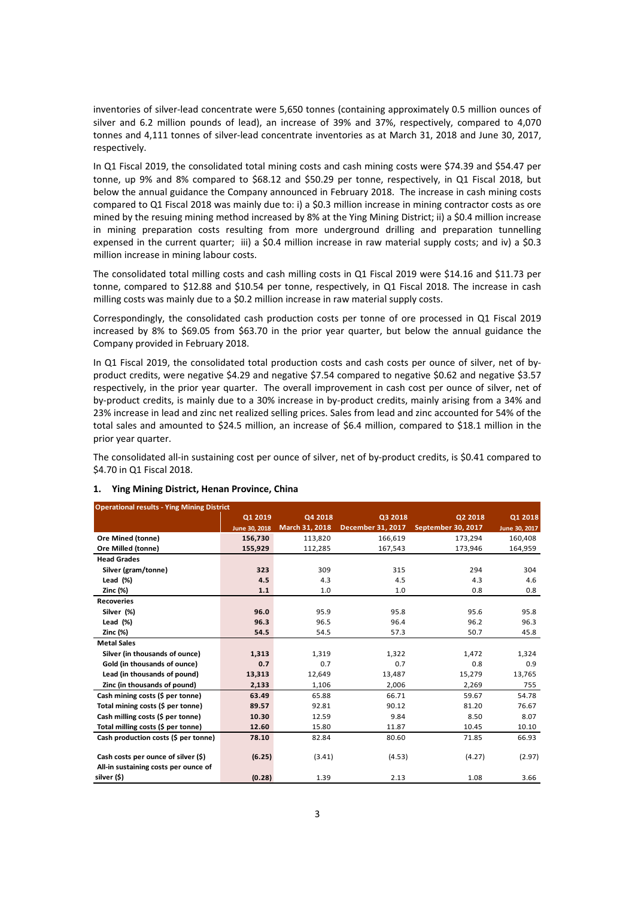inventories of silver-lead concentrate were 5,650 tonnes (containing approximately 0.5 million ounces of silver and 6.2 million pounds of lead), an increase of 39% and 37%, respectively, compared to 4,070 tonnes and 4,111 tonnes of silver-lead concentrate inventories as at March 31, 2018 and June 30, 2017, respectively.

In Q1 Fiscal 2019, the consolidated total mining costs and cash mining costs were $74.39 and $54.47 per tonne, up 9% and 8% compared to $68.12 and $50.29 per tonne, respectively, in Q1 Fiscal 2018, but below the annual guidance the Company announced in February 2018. The increase in cash mining costs compared to Q1 Fiscal 2018 was mainly due to: i) a $0.3 million increase in mining contractor costs as ore mined by the resuing mining method increased by 8% at the Ying Mining District; ii) a $0.4 million increase in mining preparation costs resulting from more underground drilling and preparation tunnelling expensed in the current quarter; iii) a $0.4 million increase in raw material supply costs; and iv) a $0.3 million increase in mining labour costs.

The consolidated total milling costs and cash milling costs in Q1 Fiscal 2019 were $14.16 and $11.73 per tonne, compared to $12.88 and $10.54 per tonne, respectively, in Q1 Fiscal 2018. The increase in cash milling costs was mainly due to a $0.2 million increase in raw material supply costs.

Correspondingly, the consolidated cash production costs per tonne of ore processed in Q1 Fiscal 2019 increased by 8% to $69.05 from $63.70 in the prior year quarter, but below the annual guidance the Company provided in February 2018.

In Q1 Fiscal 2019, the consolidated total production costs and cash costs per ounce of silver, net of by-product credits, were negative $4.29 and negative $7.54 compared to negative $0.62 and negative $3.57 respectively, in the prior year quarter. The overall improvement in cash cost per ounce of silver, net of by-product credits, is mainly due to a 30% increase in by-product credits, mainly arising from a 34% and 23% increase in lead and zinc net realized selling prices. Sales from lead and zinc accounted for 54% of the total sales and amounted to $24.5 million, an increase of $6.4 million, compared to $18.1 million in the prior year quarter.

The consolidated all-in sustaining cost per ounce of silver, net of by-product credits, is $0.41 compared to $4.70 in Q1 Fiscal 2018.

## 1. Ying Mining District, Henan Province, China

| Operational results - Ying Mining District | Q1 2019 | Q4 2018 | Q3 2018 | Q2 2018 | Q1 2018 |
|---|---|---|---|---|---|
| | June 30, 2018 | March 31, 2018 | December 31, 2017 | September 30, 2017 | June 30, 2017 |
| **Ore Mined (tonne)** | **156,730** | 113,820 | 166,619 | 173,294 | 160,408 |
| **Ore Milled (tonne)** | **155,929** | 112,285 | 167,543 | 173,946 | 164,959 |
| **Head Grades** | | | | | |
| Silver (gram/tonne) | **323** | 309 | 315 | 294 | 304 |
| Lead (%) | **4.5** | 4.3 | 4.5 | 4.3 | 4.6 |
| Zinc (%) | **1.1** | 1.0 | 1.0 | 0.8 | 0.8 |
| **Recoveries** | | | | | |
| Silver (%) | **96.0** | 95.9 | 95.8 | 95.6 | 95.8 |
| Lead (%) | **96.3** | 96.5 | 96.4 | 96.2 | 96.3 |
| Zinc (%) | **54.5** | 54.5 | 57.3 | 50.7 | 45.8 |
| **Metal Sales** | | | | | |
| Silver (in thousands of ounce) | **1,313** | 1,319 | 1,322 | 1,472 | 1,324 |
| Gold (in thousands of ounce) | **0.7** | 0.7 | 0.7 | 0.8 | 0.9 |
| Lead (in thousands of pound) | **13,313** | 12,649 | 13,487 | 15,279 | 13,765 |
| Zinc (in thousands of pound) | **2,133** | 1,106 | 2,006 | 2,269 | 755 |
| **Cash mining costs ($ per tonne)** | **63.49** | 65.88 | 66.71 | 59.67 | 54.78 |
| **Total mining costs ($ per tonne)** | **89.57** | 92.81 | 90.12 | 81.20 | 76.67 |
| **Cash milling costs ($ per tonne)** | **10.30** | 12.59 | 9.84 | 8.50 | 8.07 |
| **Total milling costs ($ per tonne)** | **12.60** | 15.80 | 11.87 | 10.45 | 10.10 |
| **Cash production costs ($ per tonne)** | **78.10** | 82.84 | 80.60 | 71.85 | 66.93 |
| **Cash costs per ounce of silver ($)** | **(6.25)** | (3.41) | (4.53) | (4.27) | (2.97) |
| **All-in sustaining costs per ounce of silver ($)** | **(0.28)** | 1.39 | 2.13 | 1.08 | 3.66 |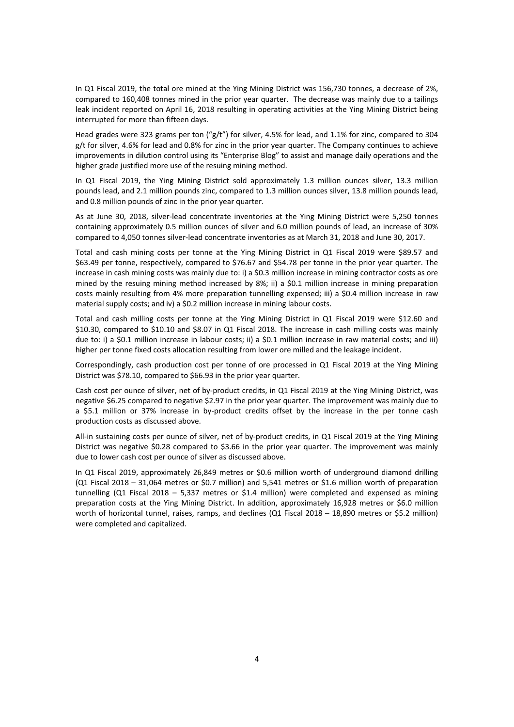In Q1 Fiscal 2019, the total ore mined at the Ying Mining District was 156,730 tonnes, a decrease of 2%, compared to 160,408 tonnes mined in the prior year quarter. The decrease was mainly due to a tailings leak incident reported on April 16, 2018 resulting in operating activities at the Ying Mining District being interrupted for more than fifteen days.

Head grades were 323 grams per ton ("g/t") for silver, 4.5% for lead, and 1.1% for zinc, compared to 304 g/t for silver, 4.6% for lead and 0.8% for zinc in the prior year quarter. The Company continues to achieve improvements in dilution control using its "Enterprise Blog" to assist and manage daily operations and the higher grade justified more use of the resuing mining method.

In Q1 Fiscal 2019, the Ying Mining District sold approximately 1.3 million ounces silver, 13.3 million pounds lead, and 2.1 million pounds zinc, compared to 1.3 million ounces silver, 13.8 million pounds lead, and 0.8 million pounds of zinc in the prior year quarter.

As at June 30, 2018, silver-lead concentrate inventories at the Ying Mining District were 5,250 tonnes containing approximately 0.5 million ounces of silver and 6.0 million pounds of lead, an increase of 30% compared to 4,050 tonnes silver-lead concentrate inventories as at March 31, 2018 and June 30, 2017.

Total and cash mining costs per tonne at the Ying Mining District in Q1 Fiscal 2019 were \$89.57 and \$63.49 per tonne, respectively, compared to \$76.67 and \$54.78 per tonne in the prior year quarter. The increase in cash mining costs was mainly due to: i) a \$0.3 million increase in mining contractor costs as ore mined by the resuing mining method increased by 8%; ii) a \$0.1 million increase in mining preparation costs mainly resulting from 4% more preparation tunnelling expensed; iii) a \$0.4 million increase in raw material supply costs; and iv) a \$0.2 million increase in mining labour costs.

Total and cash milling costs per tonne at the Ying Mining District in Q1 Fiscal 2019 were \$12.60 and \$10.30, compared to \$10.10 and \$8.07 in Q1 Fiscal 2018. The increase in cash milling costs was mainly due to: i) a \$0.1 million increase in labour costs; ii) a \$0.1 million increase in raw material costs; and iii) higher per tonne fixed costs allocation resulting from lower ore milled and the leakage incident.

Correspondingly, cash production cost per tonne of ore processed in Q1 Fiscal 2019 at the Ying Mining District was \$78.10, compared to \$66.93 in the prior year quarter.

Cash cost per ounce of silver, net of by-product credits, in Q1 Fiscal 2019 at the Ying Mining District, was negative \$6.25 compared to negative \$2.97 in the prior year quarter. The improvement was mainly due to a \$5.1 million or 37% increase in by-product credits offset by the increase in the per tonne cash production costs as discussed above.

All-in sustaining costs per ounce of silver, net of by-product credits, in Q1 Fiscal 2019 at the Ying Mining District was negative \$0.28 compared to \$3.66 in the prior year quarter. The improvement was mainly due to lower cash cost per ounce of silver as discussed above.

In Q1 Fiscal 2019, approximately 26,849 metres or \$0.6 million worth of underground diamond drilling (Q1 Fiscal 2018 – 31,064 metres or \$0.7 million) and 5,541 metres or \$1.6 million worth of preparation tunnelling (Q1 Fiscal 2018 – 5,337 metres or \$1.4 million) were completed and expensed as mining preparation costs at the Ying Mining District. In addition, approximately 16,928 metres or \$6.0 million worth of horizontal tunnel, raises, ramps, and declines (Q1 Fiscal 2018 – 18,890 metres or \$5.2 million) were completed and capitalized.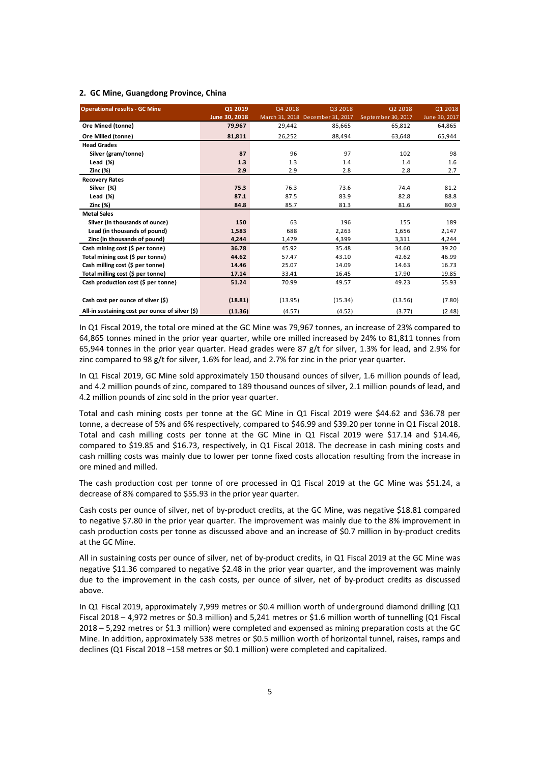## 2. GC Mine, Guangdong Province, China

| Operational results - GC Mine | Q1 2019 June 30, 2018 | Q4 2018 March 31, 2018 | Q3 2018 December 31, 2017 | Q2 2018 September 30, 2017 | Q1 2018 June 30, 2017 |
|---|---|---|---|---|---|
| **Ore Mined (tonne)** | **79,967** | 29,442 | 85,665 | 65,812 | 64,865 |
| **Ore Milled (tonne)** | **81,811** | 26,252 | 88,494 | 63,648 | 65,944 |
| **Head Grades** | | | | | |
| Silver (gram/tonne) | **87** | 96 | 97 | 102 | 98 |
| Lead (%) | **1.3** | 1.3 | 1.4 | 1.4 | 1.6 |
| Zinc (%) | **2.9** | 2.9 | 2.8 | 2.8 | 2.7 |
| **Recovery Rates** | | | | | |
| Silver (%) | **75.3** | 76.3 | 73.6 | 74.4 | 81.2 |
| Lead (%) | **87.1** | 87.5 | 83.9 | 82.8 | 88.8 |
| Zinc (%) | **84.8** | 85.7 | 81.3 | 81.6 | 80.9 |
| **Metal Sales** | | | | | |
| Silver (in thousands of ounce) | **150** | 63 | 196 | 155 | 189 |
| Lead (in thousands of pound) | **1,583** | 688 | 2,263 | 1,656 | 2,147 |
| Zinc (in thousands of pound) | **4,244** | 1,479 | 4,399 | 3,311 | 4,244 |
| **Cash mining cost ($ per tonne)** | **36.78** | 45.92 | 35.48 | 34.60 | 39.20 |
| **Total mining cost ($ per tonne)** | **44.62** | 57.47 | 43.10 | 42.62 | 46.99 |
| **Cash milling cost ($ per tonne)** | **14.46** | 25.07 | 14.09 | 14.63 | 16.73 |
| **Total milling cost ($ per tonne)** | **17.14** | 33.41 | 16.45 | 17.90 | 19.85 |
| **Cash production cost ($ per tonne)** | **51.24** | 70.99 | 49.57 | 49.23 | 55.93 |
| **Cash cost per ounce of silver ($)** | **(18.81)** | (13.95) | (15.34) | (13.56) | (7.80) |
| **All-in sustaining cost per ounce of silver ($)** | **(11.36)** | (4.57) | (4.52) | (3.77) | (2.48) |

In Q1 Fiscal 2019, the total ore mined at the GC Mine was 79,967 tonnes, an increase of 23% compared to 64,865 tonnes mined in the prior year quarter, while ore milled increased by 24% to 81,811 tonnes from 65,944 tonnes in the prior year quarter. Head grades were 87 g/t for silver, 1.3% for lead, and 2.9% for zinc compared to 98 g/t for silver, 1.6% for lead, and 2.7% for zinc in the prior year quarter.

In Q1 Fiscal 2019, GC Mine sold approximately 150 thousand ounces of silver, 1.6 million pounds of lead, and 4.2 million pounds of zinc, compared to 189 thousand ounces of silver, 2.1 million pounds of lead, and 4.2 million pounds of zinc sold in the prior year quarter.

Total and cash mining costs per tonne at the GC Mine in Q1 Fiscal 2019 were $44.62 and $36.78 per tonne, a decrease of 5% and 6% respectively, compared to $46.99 and $39.20 per tonne in Q1 Fiscal 2018. Total and cash milling costs per tonne at the GC Mine in Q1 Fiscal 2019 were $17.14 and $14.46, compared to $19.85 and $16.73, respectively, in Q1 Fiscal 2018. The decrease in cash mining costs and cash milling costs was mainly due to lower per tonne fixed costs allocation resulting from the increase in ore mined and milled.

The cash production cost per tonne of ore processed in Q1 Fiscal 2019 at the GC Mine was $51.24, a decrease of 8% compared to $55.93 in the prior year quarter.

Cash costs per ounce of silver, net of by-product credits, at the GC Mine, was negative $18.81 compared to negative $7.80 in the prior year quarter. The improvement was mainly due to the 8% improvement in cash production costs per tonne as discussed above and an increase of $0.7 million in by-product credits at the GC Mine.

All in sustaining costs per ounce of silver, net of by-product credits, in Q1 Fiscal 2019 at the GC Mine was negative $11.36 compared to negative $2.48 in the prior year quarter, and the improvement was mainly due to the improvement in the cash costs, per ounce of silver, net of by-product credits as discussed above.

In Q1 Fiscal 2019, approximately 7,999 metres or $0.4 million worth of underground diamond drilling (Q1 Fiscal 2018 – 4,972 metres or $0.3 million) and 5,241 metres or $1.6 million worth of tunnelling (Q1 Fiscal 2018 – 5,292 metres or $1.3 million) were completed and expensed as mining preparation costs at the GC Mine. In addition, approximately 538 metres or $0.5 million worth of horizontal tunnel, raises, ramps and declines (Q1 Fiscal 2018 –158 metres or $0.1 million) were completed and capitalized.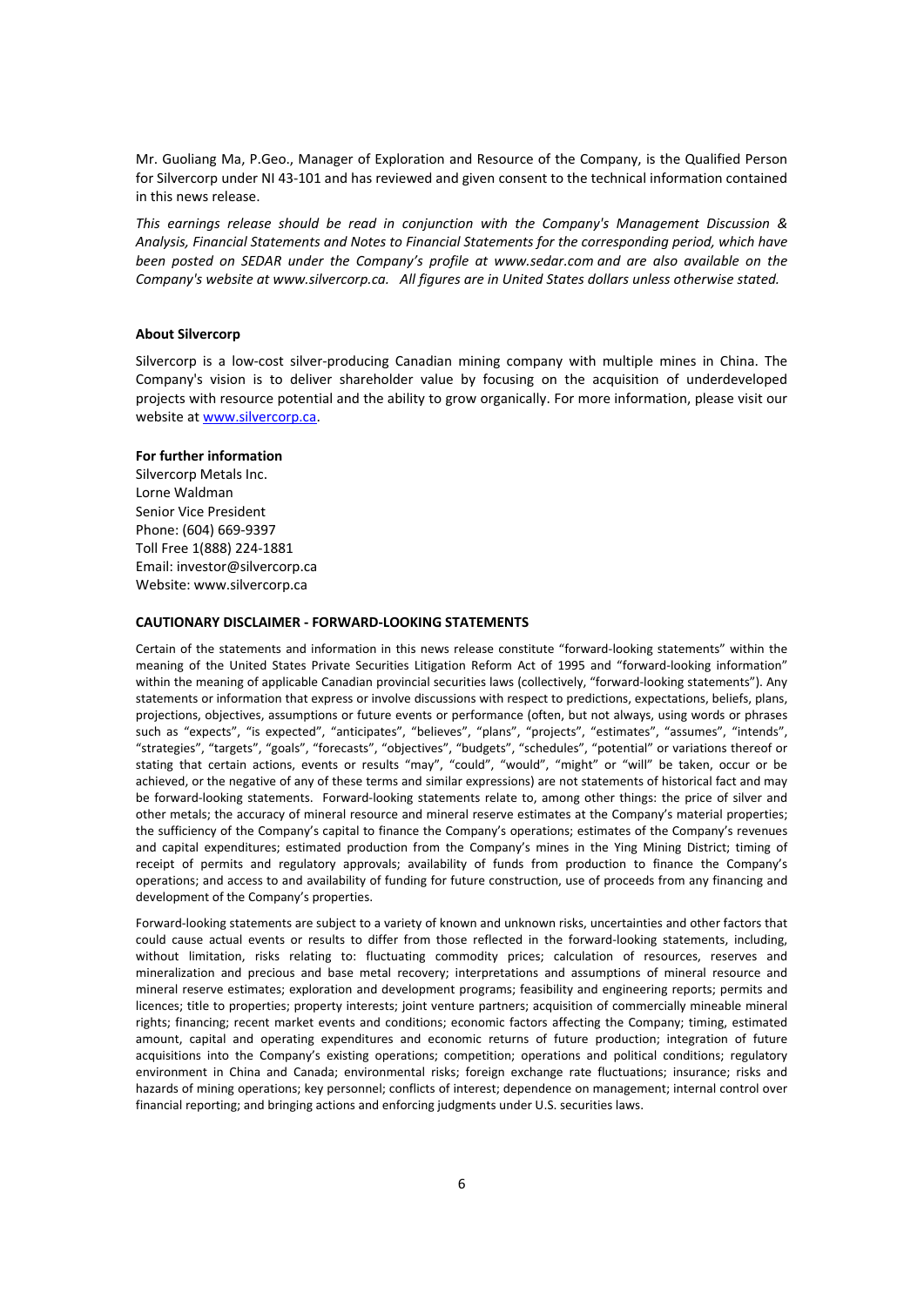Mr. Guoliang Ma, P.Geo., Manager of Exploration and Resource of the Company, is the Qualified Person for Silvercorp under NI 43-101 and has reviewed and given consent to the technical information contained in this news release.

*This earnings release should be read in conjunction with the Company's Management Discussion & Analysis, Financial Statements and Notes to Financial Statements for the corresponding period, which have been posted on SEDAR under the Company's profile at www.sedar.com and are also available on the Company's website at www.silvercorp.ca. All figures are in United States dollars unless otherwise stated.*

**About Silvercorp**

Silvercorp is a low-cost silver-producing Canadian mining company with multiple mines in China. The Company's vision is to deliver shareholder value by focusing on the acquisition of underdeveloped projects with resource potential and the ability to grow organically. For more information, please visit our website at www.silvercorp.ca.

**For further information**
Silvercorp Metals Inc.
Lorne Waldman
Senior Vice President
Phone: (604) 669-9397
Toll Free 1(888) 224-1881
Email: investor@silvercorp.ca
Website: www.silvercorp.ca

**CAUTIONARY DISCLAIMER - FORWARD-LOOKING STATEMENTS**

Certain of the statements and information in this news release constitute "forward-looking statements" within the meaning of the United States Private Securities Litigation Reform Act of 1995 and "forward-looking information" within the meaning of applicable Canadian provincial securities laws (collectively, "forward-looking statements"). Any statements or information that express or involve discussions with respect to predictions, expectations, beliefs, plans, projections, objectives, assumptions or future events or performance (often, but not always, using words or phrases such as "expects", "is expected", "anticipates", "believes", "plans", "projects", "estimates", "assumes", "intends", "strategies", "targets", "goals", "forecasts", "objectives", "budgets", "schedules", "potential" or variations thereof or stating that certain actions, events or results "may", "could", "would", "might" or "will" be taken, occur or be achieved, or the negative of any of these terms and similar expressions) are not statements of historical fact and may be forward-looking statements. Forward-looking statements relate to, among other things: the price of silver and other metals; the accuracy of mineral resource and mineral reserve estimates at the Company's material properties; the sufficiency of the Company's capital to finance the Company's operations; estimates of the Company's revenues and capital expenditures; estimated production from the Company's mines in the Ying Mining District; timing of receipt of permits and regulatory approvals; availability of funds from production to finance the Company's operations; and access to and availability of funding for future construction, use of proceeds from any financing and development of the Company's properties.

Forward-looking statements are subject to a variety of known and unknown risks, uncertainties and other factors that could cause actual events or results to differ from those reflected in the forward-looking statements, including, without limitation, risks relating to: fluctuating commodity prices; calculation of resources, reserves and mineralization and precious and base metal recovery; interpretations and assumptions of mineral resource and mineral reserve estimates; exploration and development programs; feasibility and engineering reports; permits and licences; title to properties; property interests; joint venture partners; acquisition of commercially mineable mineral rights; financing; recent market events and conditions; economic factors affecting the Company; timing, estimated amount, capital and operating expenditures and economic returns of future production; integration of future acquisitions into the Company's existing operations; competition; operations and political conditions; regulatory environment in China and Canada; environmental risks; foreign exchange rate fluctuations; insurance; risks and hazards of mining operations; key personnel; conflicts of interest; dependence on management; internal control over financial reporting; and bringing actions and enforcing judgments under U.S. securities laws.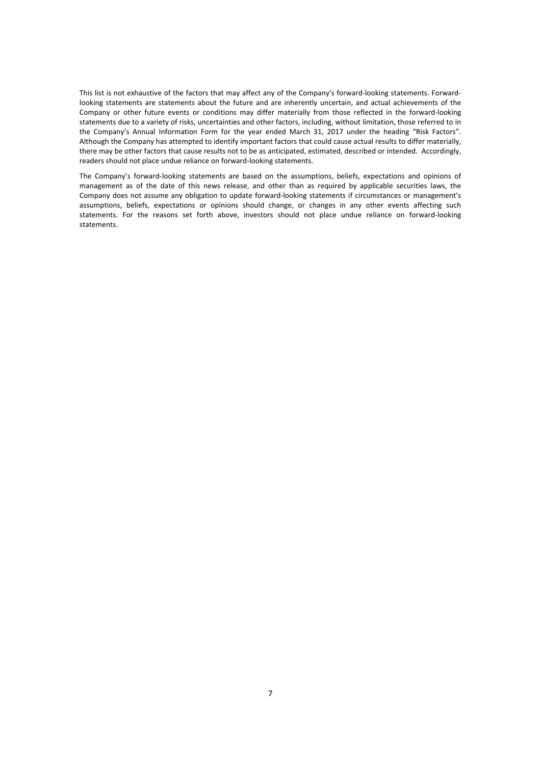This list is not exhaustive of the factors that may affect any of the Company's forward-looking statements. Forward-looking statements are statements about the future and are inherently uncertain, and actual achievements of the Company or other future events or conditions may differ materially from those reflected in the forward-looking statements due to a variety of risks, uncertainties and other factors, including, without limitation, those referred to in the Company's Annual Information Form for the year ended March 31, 2017 under the heading "Risk Factors". Although the Company has attempted to identify important factors that could cause actual results to differ materially, there may be other factors that cause results not to be as anticipated, estimated, described or intended. Accordingly, readers should not place undue reliance on forward-looking statements.

The Company's forward-looking statements are based on the assumptions, beliefs, expectations and opinions of management as of the date of this news release, and other than as required by applicable securities laws, the Company does not assume any obligation to update forward-looking statements if circumstances or management's assumptions, beliefs, expectations or opinions should change, or changes in any other events affecting such statements. For the reasons set forth above, investors should not place undue reliance on forward-looking statements.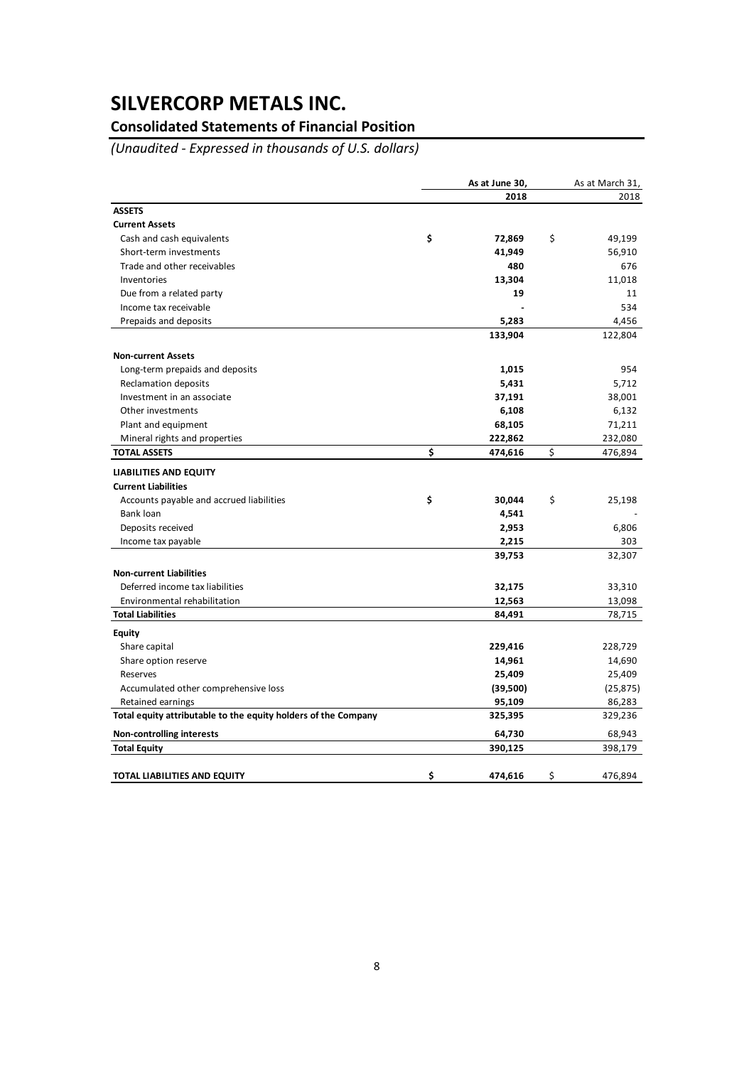# SILVERCORP METALS INC.

## Consolidated Statements of Financial Position

*(Unaudited - Expressed in thousands of U.S. dollars)*

| | As at June 30, 2018 | As at March 31, 2018 |
|---|---|---|
| **ASSETS** | | |
| **Current Assets** | | |
| Cash and cash equivalents | $ **72,869** | $ 49,199 |
| Short-term investments | **41,949** | 56,910 |
| Trade and other receivables | **480** | 676 |
| Inventories | **13,304** | 11,018 |
| Due from a related party | **19** | 11 |
| Income tax receivable | **-** | 534 |
| Prepaids and deposits | **5,283** | 4,456 |
| | **133,904** | 122,804 |
| **Non-current Assets** | | |
| Long-term prepaids and deposits | **1,015** | 954 |
| Reclamation deposits | **5,431** | 5,712 |
| Investment in an associate | **37,191** | 38,001 |
| Other investments | **6,108** | 6,132 |
| Plant and equipment | **68,105** | 71,211 |
| Mineral rights and properties | **222,862** | 232,080 |
| **TOTAL ASSETS** | $ **474,616** | $ 476,894 |
| **LIABILITIES AND EQUITY** | | |
| **Current Liabilities** | | |
| Accounts payable and accrued liabilities | $ **30,044** | $ 25,198 |
| Bank loan | **4,541** | - |
| Deposits received | **2,953** | 6,806 |
| Income tax payable | **2,215** | 303 |
| | **39,753** | 32,307 |
| **Non-current Liabilities** | | |
| Deferred income tax liabilities | **32,175** | 33,310 |
| Environmental rehabilitation | **12,563** | 13,098 |
| **Total Liabilities** | **84,491** | 78,715 |
| **Equity** | | |
| Share capital | **229,416** | 228,729 |
| Share option reserve | **14,961** | 14,690 |
| Reserves | **25,409** | 25,409 |
| Accumulated other comprehensive loss | **(39,500)** | (25,875) |
| Retained earnings | **95,109** | 86,283 |
| **Total equity attributable to the equity holders of the Company** | **325,395** | 329,236 |
| **Non-controlling interests** | **64,730** | 68,943 |
| **Total Equity** | **390,125** | 398,179 |
| **TOTAL LIABILITIES AND EQUITY** | $ **474,616** | $ 476,894 |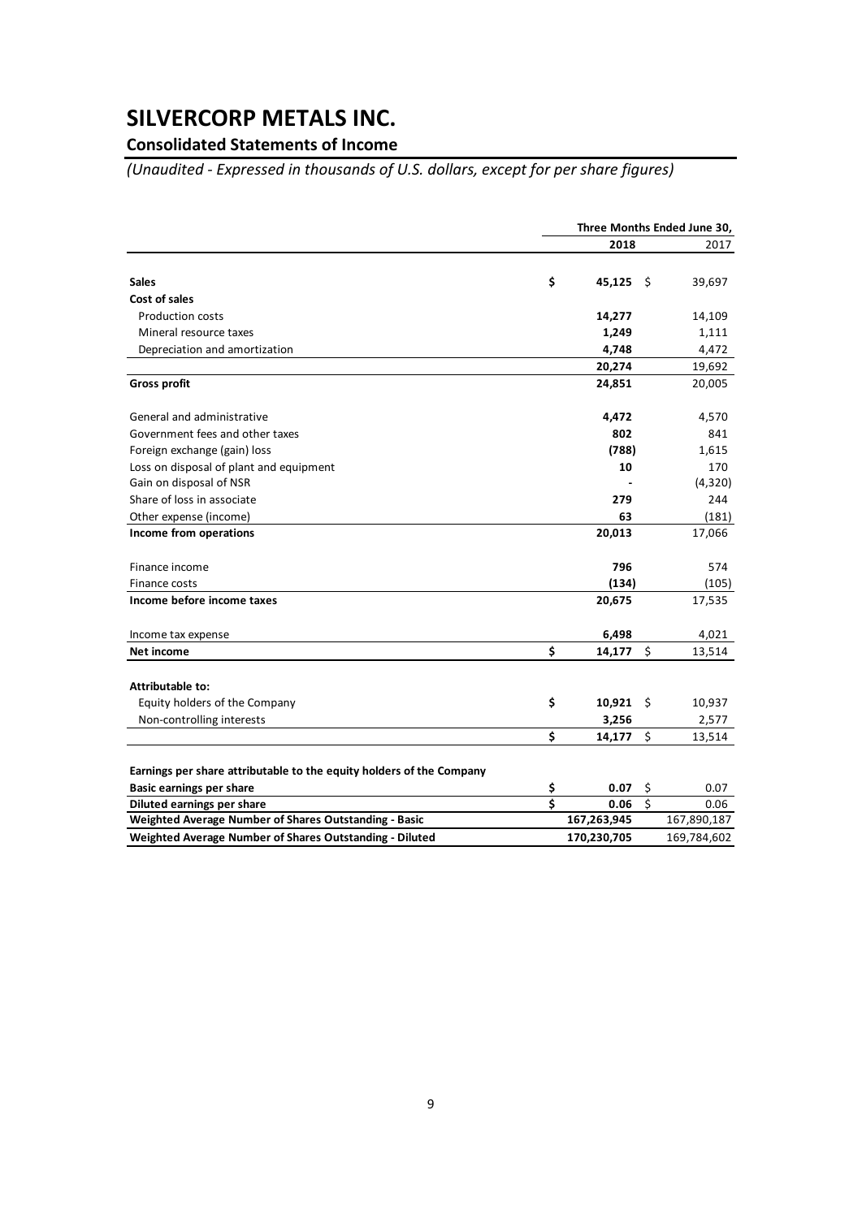# SILVERCORP METALS INC.

## Consolidated Statements of Income

*(Unaudited - Expressed in thousands of U.S. dollars, except for per share figures)*

| | Three Months Ended June 30, | |
|---|---|---|
| | **2018** | 2017 |
| **Sales** | **$ 45,125** | $ 39,697 |
| **Cost of sales** | | |
| Production costs | **14,277** | 14,109 |
| Mineral resource taxes | **1,249** | 1,111 |
| Depreciation and amortization | **4,748** | 4,472 |
| | **20,274** | 19,692 |
| **Gross profit** | **24,851** | 20,005 |
| General and administrative | **4,472** | 4,570 |
| Government fees and other taxes | **802** | 841 |
| Foreign exchange (gain) loss | **(788)** | 1,615 |
| Loss on disposal of plant and equipment | **10** | 170 |
| Gain on disposal of NSR | **-** | (4,320) |
| Share of loss in associate | **279** | 244 |
| Other expense (income) | **63** | (181) |
| **Income from operations** | **20,013** | 17,066 |
| Finance income | **796** | 574 |
| Finance costs | **(134)** | (105) |
| **Income before income taxes** | **20,675** | 17,535 |
| Income tax expense | **6,498** | 4,021 |
| **Net income** | **$ 14,177** | $ 13,514 |
| **Attributable to:** | | |
| Equity holders of the Company | **$ 10,921** | $ 10,937 |
| Non-controlling interests | **3,256** | 2,577 |
| | **$ 14,177** | $ 13,514 |
| **Earnings per share attributable to the equity holders of the Company** | | |
| **Basic earnings per share** | **$ 0.07** | $ 0.07 |
| **Diluted earnings per share** | **$ 0.06** | $ 0.06 |
| **Weighted Average Number of Shares Outstanding - Basic** | **167,263,945** | 167,890,187 |
| **Weighted Average Number of Shares Outstanding - Diluted** | **170,230,705** | 169,784,602 |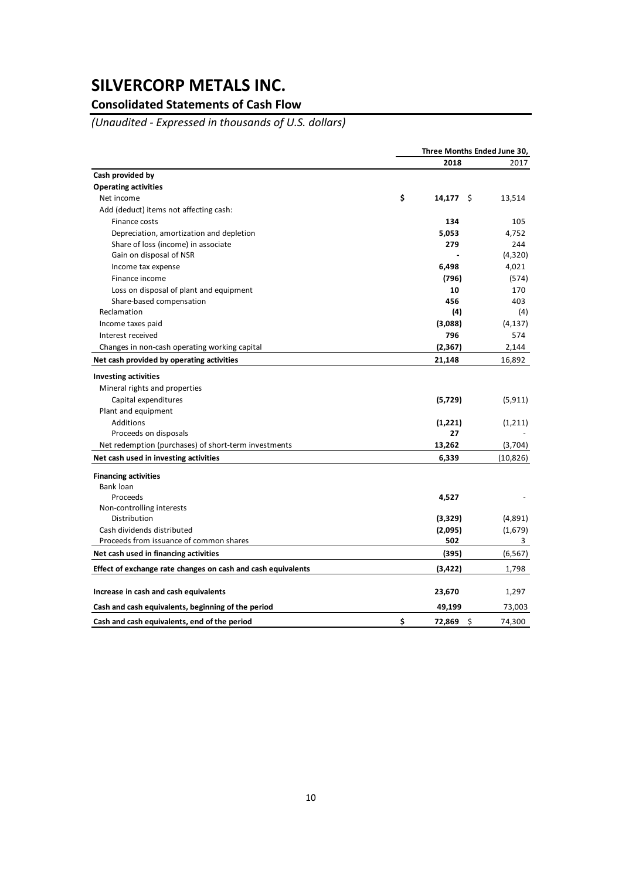# SILVERCORP METALS INC.

## Consolidated Statements of Cash Flow

*(Unaudited - Expressed in thousands of U.S. dollars)*

| | Three Months Ended June 30, | |
|---|---|---|
| | **2018** | 2017 |
| **Cash provided by** | | |
| **Operating activities** | | |
| Net income | **$ 14,177** | $ 13,514 |
| Add (deduct) items not affecting cash: | | |
| Finance costs | **134** | 105 |
| Depreciation, amortization and depletion | **5,053** | 4,752 |
| Share of loss (income) in associate | **279** | 244 |
| Gain on disposal of NSR | **-** | (4,320) |
| Income tax expense | **6,498** | 4,021 |
| Finance income | **(796)** | (574) |
| Loss on disposal of plant and equipment | **10** | 170 |
| Share-based compensation | **456** | 403 |
| Reclamation | **(4)** | (4) |
| Income taxes paid | **(3,088)** | (4,137) |
| Interest received | **796** | 574 |
| Changes in non-cash operating working capital | **(2,367)** | 2,144 |
| **Net cash provided by operating activities** | **21,148** | 16,892 |
| **Investing activities** | | |
| Mineral rights and properties | | |
| Capital expenditures | **(5,729)** | (5,911) |
| Plant and equipment | | |
| Additions | **(1,221)** | (1,211) |
| Proceeds on disposals | **27** | - |
| Net redemption (purchases) of short-term investments | **13,262** | (3,704) |
| **Net cash used in investing activities** | **6,339** | (10,826) |
| **Financing activities** | | |
| Bank loan | | |
| Proceeds | **4,527** | - |
| Non-controlling interests | | |
| Distribution | **(3,329)** | (4,891) |
| Cash dividends distributed | **(2,095)** | (1,679) |
| Proceeds from issuance of common shares | **502** | 3 |
| **Net cash used in financing activities** | **(395)** | (6,567) |
| **Effect of exchange rate changes on cash and cash equivalents** | **(3,422)** | 1,798 |
| **Increase in cash and cash equivalents** | **23,670** | 1,297 |
| **Cash and cash equivalents, beginning of the period** | **49,199** | 73,003 |
| **Cash and cash equivalents, end of the period** | **$ 72,869** | $ 74,300 |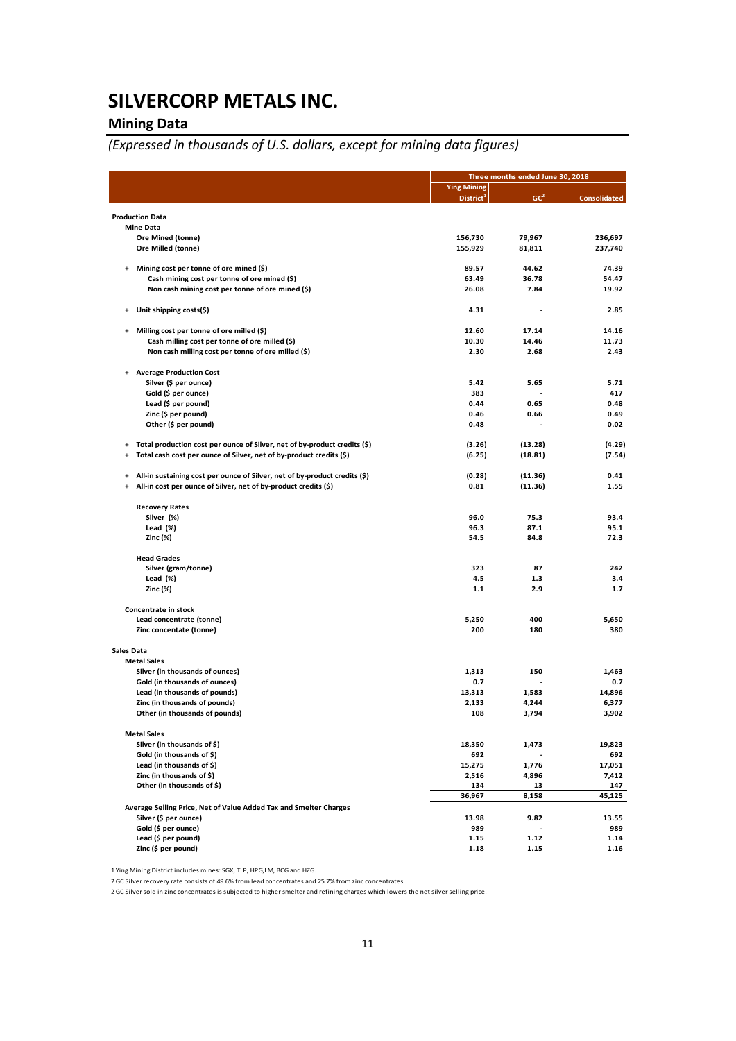# SILVERCORP METALS INC.

## Mining Data

*(Expressed in thousands of U.S. dollars, except for mining data figures)*

| | Three months ended June 30, 2018 | | |
|---|---|---|---|
| | Ying Mining District[1] | GC[2] | Consolidated |
| **Production Data** | | | |
| **Mine Data** | | | |
| Ore Mined (tonne) | 156,730 | 79,967 | 236,697 |
| Ore Milled (tonne) | 155,929 | 81,811 | 237,740 |
| + Mining cost per tonne of ore mined ($) | 89.57 | 44.62 | 74.39 |
| Cash mining cost per tonne of ore mined ($) | 63.49 | 36.78 | 54.47 |
| Non cash mining cost per tonne of ore mined ($) | 26.08 | 7.84 | 19.92 |
| + Unit shipping costs($) | 4.31 | - | 2.85 |
| + Milling cost per tonne of ore milled ($) | 12.60 | 17.14 | 14.16 |
| Cash milling cost per tonne of ore milled ($) | 10.30 | 14.46 | 11.73 |
| Non cash milling cost per tonne of ore milled ($) | 2.30 | 2.68 | 2.43 |
| + Average Production Cost | | | |
| Silver ($ per ounce) | 5.42 | 5.65 | 5.71 |
| Gold ($ per ounce) | 383 | - | 417 |
| Lead ($ per pound) | 0.44 | 0.65 | 0.48 |
| Zinc ($ per pound) | 0.46 | 0.66 | 0.49 |
| Other ($ per pound) | 0.48 | - | 0.02 |
| + Total production cost per ounce of Silver, net of by-product credits ($) | (3.26) | (13.28) | (4.29) |
| + Total cash cost per ounce of Silver, net of by-product credits ($) | (6.25) | (18.81) | (7.54) |
| + All-in sustaining cost per ounce of Silver, net of by-product credits ($) | (0.28) | (11.36) | 0.41 |
| + All-in cost per ounce of Silver, net of by-product credits ($) | 0.81 | (11.36) | 1.55 |
| **Recovery Rates** | | | |
| Silver (%) | 96.0 | 75.3 | 93.4 |
| Lead (%) | 96.3 | 87.1 | 95.1 |
| Zinc (%) | 54.5 | 84.8 | 72.3 |
| **Head Grades** | | | |
| Silver (gram/tonne) | 323 | 87 | 242 |
| Lead (%) | 4.5 | 1.3 | 3.4 |
| Zinc (%) | 1.1 | 2.9 | 1.7 |
| **Concentrate in stock** | | | |
| Lead concentrate (tonne) | 5,250 | 400 | 5,650 |
| Zinc concentate (tonne) | 200 | 180 | 380 |
| **Sales Data** | | | |
| **Metal Sales** | | | |
| Silver (in thousands of ounces) | 1,313 | 150 | 1,463 |
| Gold (in thousands of ounces) | 0.7 | - | 0.7 |
| Lead (in thousands of pounds) | 13,313 | 1,583 | 14,896 |
| Zinc (in thousands of pounds) | 2,133 | 4,244 | 6,377 |
| Other (in thousands of pounds) | 108 | 3,794 | 3,902 |
| **Metal Sales** | | | |
| Silver (in thousands of $) | 18,350 | 1,473 | 19,823 |
| Gold (in thousands of $) | 692 | - | 692 |
| Lead (in thousands of $) | 15,275 | 1,776 | 17,051 |
| Zinc (in thousands of $) | 2,516 | 4,896 | 7,412 |
| Other (in thousands of $) | 134 | 13 | 147 |
| | 36,967 | 8,158 | 45,125 |
| **Average Selling Price, Net of Value Added Tax and Smelter Charges** | | | |
| Silver ($ per ounce) | 13.98 | 9.82 | 13.55 |
| Gold ($ per ounce) | 989 | - | 989 |
| Lead ($ per pound) | 1.15 | 1.12 | 1.14 |
| Zinc ($ per pound) | 1.18 | 1.15 | 1.16 |

1 Ying Mining District includes mines: SGX, TLP, HPG,LM, BCG and HZG.

2 GC Silver recovery rate consists of 49.6% from lead concentrates and 25.7% from zinc concentrates.

2 GC Silver sold in zinc concentrates is subjected to higher smelter and refining charges which lowers the net silver selling price.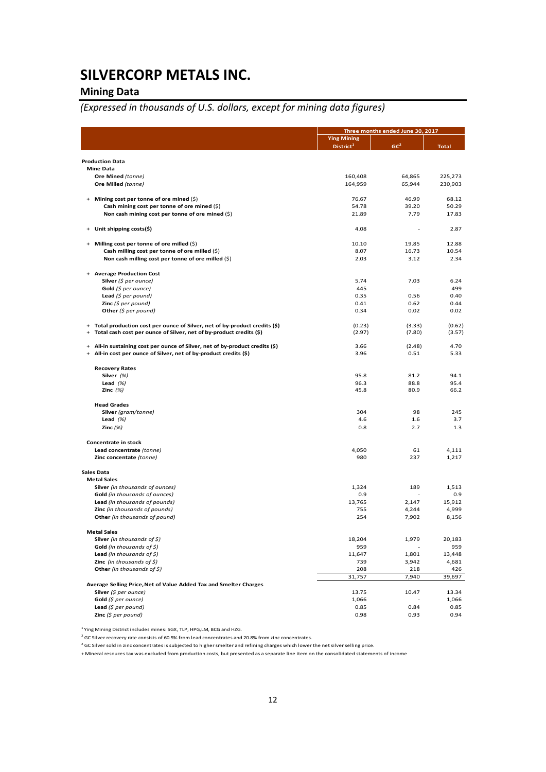# SILVERCORP METALS INC.

## Mining Data

### *(Expressed in thousands of U.S. dollars, except for mining data figures)*

| | Three months ended June 30, 2017 | | |
|---|---|---|---|
| | Ying Mining District[1] | GC[2] | Total |
| **Production Data** | | | |
| **Mine Data** | | | |
| **Ore Mined** *(tonne)* | 160,408 | 64,865 | 225,273 |
| **Ore Milled** *(tonne)* | 164,959 | 65,944 | 230,903 |
| + **Mining cost per tonne of ore mined** ($) | 76.67 | 46.99 | 68.12 |
| **Cash mining cost per tonne of ore mined** ($) | 54.78 | 39.20 | 50.29 |
| **Non cash mining cost per tonne of ore mined** ($) | 21.89 | 7.79 | 17.83 |
| + **Unit shipping costs($)** | 4.08 | - | 2.87 |
| + **Milling cost per tonne of ore milled** ($) | 10.10 | 19.85 | 12.88 |
| **Cash milling cost per tonne of ore milled** ($) | 8.07 | 16.73 | 10.54 |
| **Non cash milling cost per tonne of ore milled** ($) | 2.03 | 3.12 | 2.34 |
| + **Average Production Cost** | | | |
| **Silver** *($ per ounce)* | 5.74 | 7.03 | 6.24 |
| **Gold** *($ per ounce)* | 445 | - | 499 |
| **Lead** *($ per pound)* | 0.35 | 0.56 | 0.40 |
| **Zinc** *($ per pound)* | 0.41 | 0.62 | 0.44 |
| **Other** *($ per pound)* | 0.34 | 0.02 | 0.02 |
| + **Total production cost per ounce of Silver, net of by-product credits ($)** | (0.23) | (3.33) | (0.62) |
| + **Total cash cost per ounce of Silver, net of by-product credits ($)** | (2.97) | (7.80) | (3.57) |
| + **All-in sustaining cost per ounce of Silver, net of by-product credits ($)** | 3.66 | (2.48) | 4.70 |
| + **All-in cost per ounce of Silver, net of by-product credits ($)** | 3.96 | 0.51 | 5.33 |
| **Recovery Rates** | | | |
| **Silver** *(%)* | 95.8 | 81.2 | 94.1 |
| **Lead** *(%)* | 96.3 | 88.8 | 95.4 |
| **Zinc** *(%)* | 45.8 | 80.9 | 66.2 |
| **Head Grades** | | | |
| **Silver** *(gram/tonne)* | 304 | 98 | 245 |
| **Lead** *(%)* | 4.6 | 1.6 | 3.7 |
| **Zinc** *(%)* | 0.8 | 2.7 | 1.3 |
| **Concentrate in stock** | | | |
| **Lead concentrate** *(tonne)* | 4,050 | 61 | 4,111 |
| **Zinc concentate** *(tonne)* | 980 | 237 | 1,217 |
| **Sales Data** | | | |
| **Metal Sales** | | | |
| **Silver** *(in thousands of ounces)* | 1,324 | 189 | 1,513 |
| **Gold** *(in thousands of ounces)* | 0.9 | - | 0.9 |
| **Lead** *(in thousands of pounds)* | 13,765 | 2,147 | 15,912 |
| **Zinc** *(in thousands of pounds)* | 755 | 4,244 | 4,999 |
| **Other** *(in thousands of pound)* | 254 | 7,902 | 8,156 |
| **Metal Sales** | | | |
| **Silver** *(in thousands of $)* | 18,204 | 1,979 | 20,183 |
| **Gold** *(in thousands of $)* | 959 | - | 959 |
| **Lead** *(in thousands of $)* | 11,647 | 1,801 | 13,448 |
| **Zinc** *(in thousands of $)* | 739 | 3,942 | 4,681 |
| **Other** *(in thousands of $)* | 208 | 218 | 426 |
| | 31,757 | 7,940 | 39,697 |
| **Average Selling Price, Net of Value Added Tax and Smelter Charges** | | | |
| **Silver** *($ per ounce)* | 13.75 | 10.47 | 13.34 |
| **Gold** *($ per ounce)* | 1,066 | - | 1,066 |
| **Lead** *($ per pound)* | 0.85 | 0.84 | 0.85 |
| **Zinc** *($ per pound)* | 0.98 | 0.93 | 0.94 |

[1] Ying Mining District includes mines: SGX, TLP, HPG,LM, BCG and HZG.

[2] GC Silver recovery rate consists of 60.5% from lead concentrates and 20.8% from zinc concentrates.

[2] GC Silver sold in zinc concentrates is subjected to higher smelter and refining charges which lower the net silver selling price.

+ Mineral resouces tax was excluded from production costs, but presented as a separate line item on the consolidated statements of income